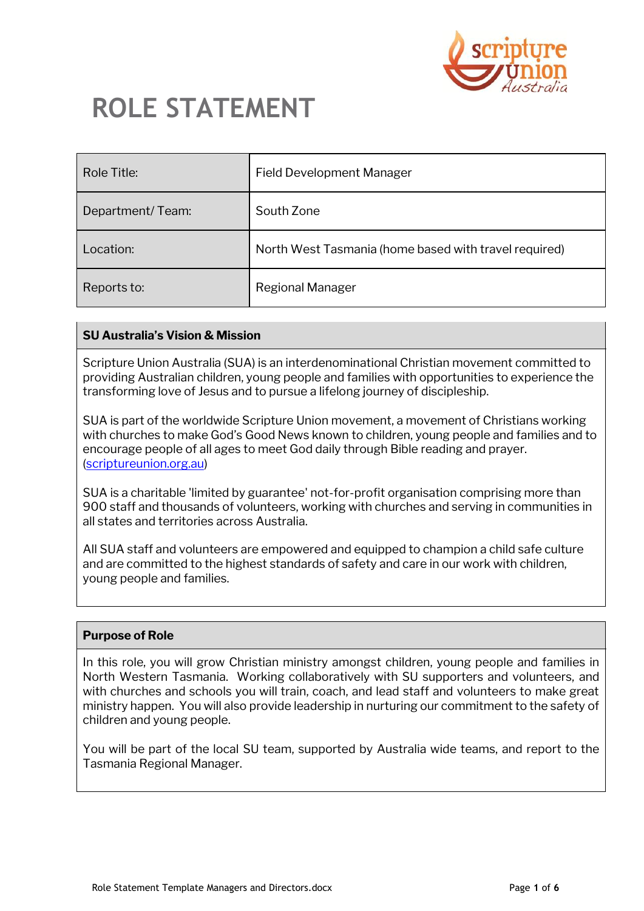# ROLE STATEMENT

| | |
|---|---|
| Role Title: | Field Development Manager |
| Department/ Team: | South Zone |
| Location: | North West Tasmania (home based with travel required) |
| Reports to: | Regional Manager |

**SU Australia's Vision & Mission**

Scripture Union Australia (SUA) is an interdenominational Christian movement committed to providing Australian children, young people and families with opportunities to experience the transforming love of Jesus and to pursue a lifelong journey of discipleship.

SUA is part of the worldwide Scripture Union movement, a movement of Christians working with churches to make God's Good News known to children, young people and families and to encourage people of all ages to meet God daily through Bible reading and prayer. (scriptureunion.org.au)

SUA is a charitable 'limited by guarantee' not-for-profit organisation comprising more than 900 staff and thousands of volunteers, working with churches and serving in communities in all states and territories across Australia.

All SUA staff and volunteers are empowered and equipped to champion a child safe culture and are committed to the highest standards of safety and care in our work with children, young people and families.

**Purpose of Role**

In this role, you will grow Christian ministry amongst children, young people and families in North Western Tasmania. Working collaboratively with SU supporters and volunteers, and with churches and schools you will train, coach, and lead staff and volunteers to make great ministry happen. You will also provide leadership in nurturing our commitment to the safety of children and young people.

You will be part of the local SU team, supported by Australia wide teams, and report to the Tasmania Regional Manager.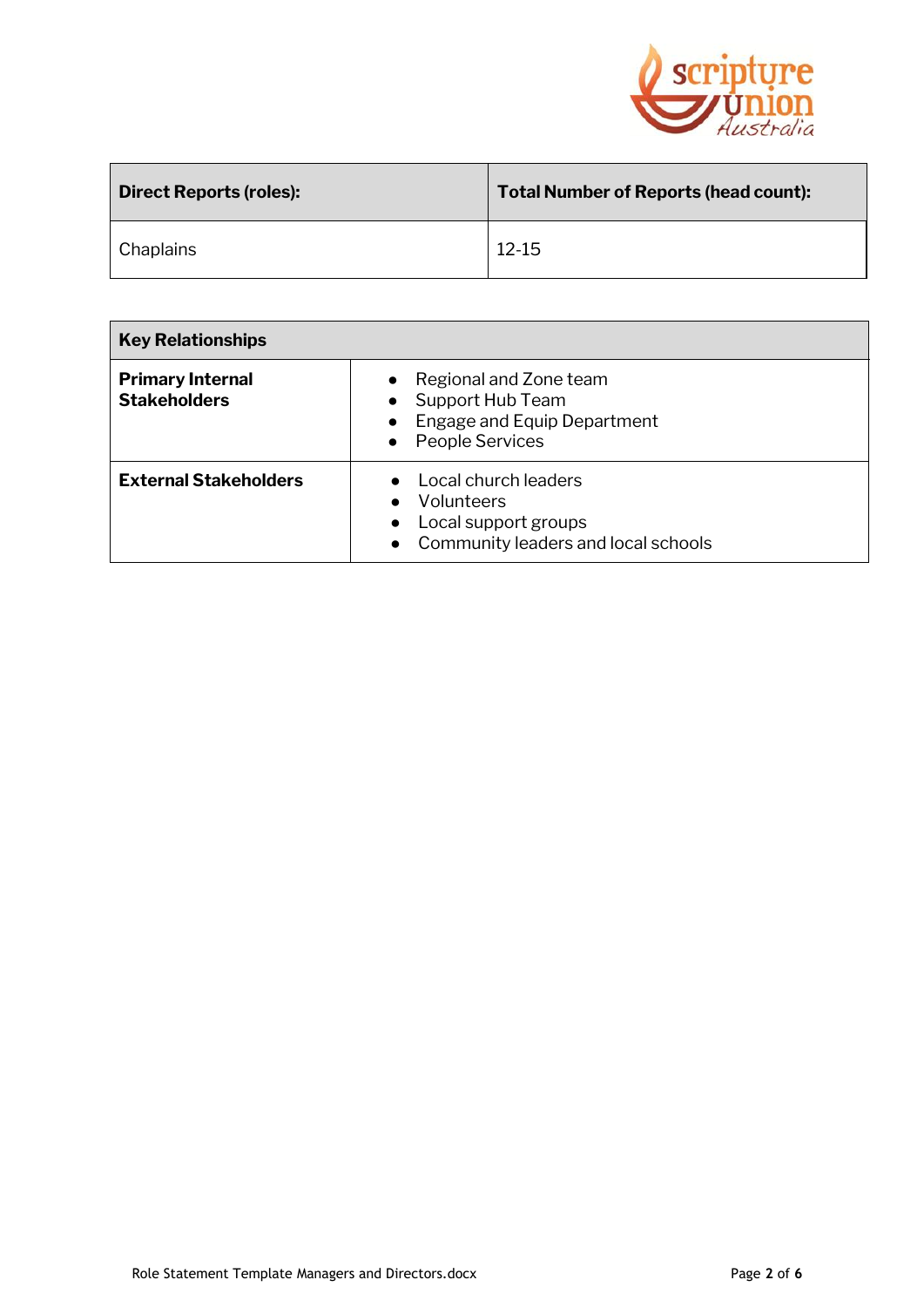| Direct Reports (roles): | Total Number of Reports (head count): |
| --- | --- |
| Chaplains | 12-15 |

| Key Relationships | |
| --- | --- |
| **Primary Internal Stakeholders** | • Regional and Zone team<br>• Support Hub Team<br>• Engage and Equip Department<br>• People Services |
| **External Stakeholders** | • Local church leaders<br>• Volunteers<br>• Local support groups<br>• Community leaders and local schools |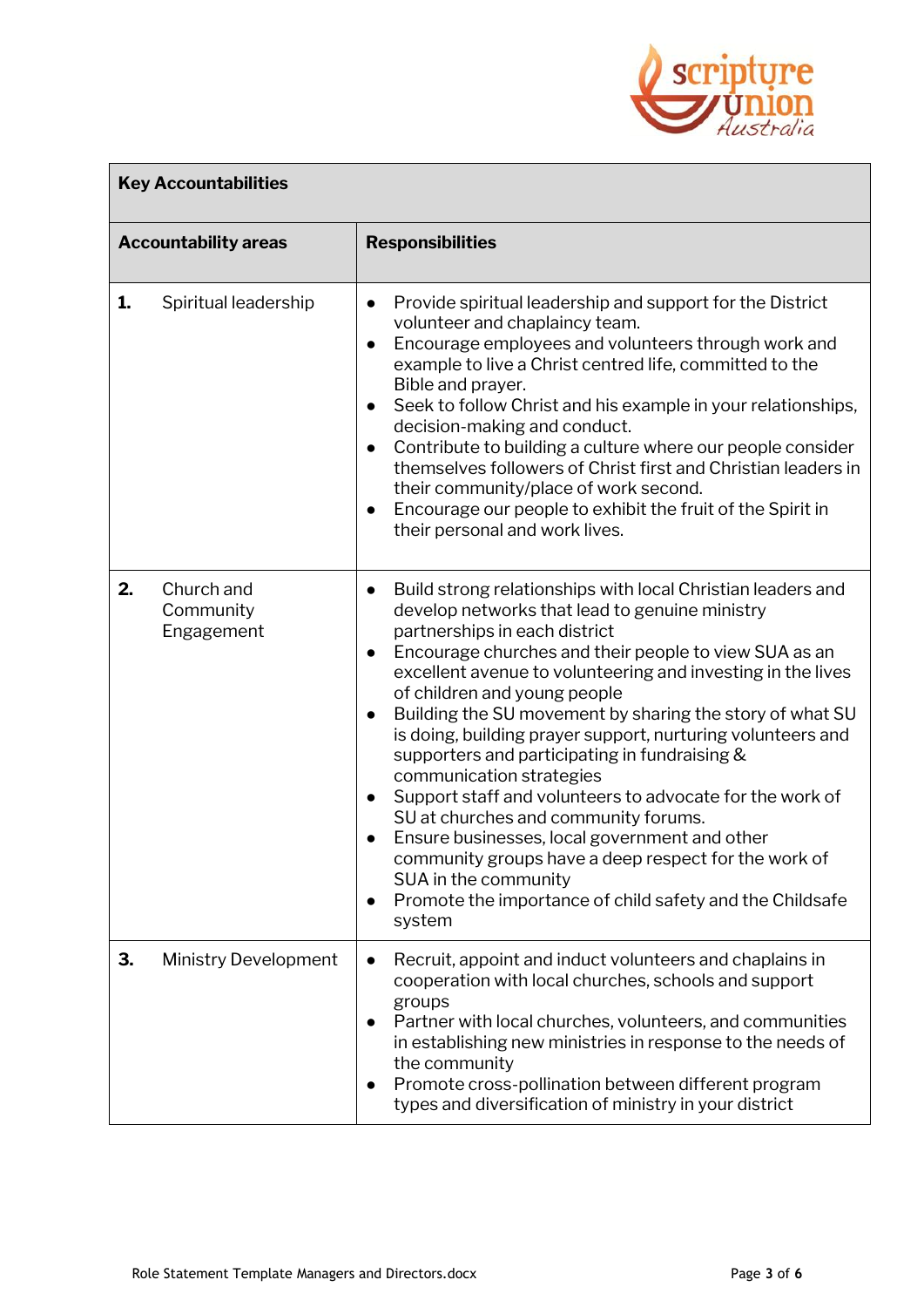| Key Accountabilities | |
|---|---|
| **Accountability areas** | **Responsibilities** |
| **1.** Spiritual leadership | • Provide spiritual leadership and support for the District volunteer and chaplaincy team.<br>• Encourage employees and volunteers through work and example to live a Christ centred life, committed to the Bible and prayer.<br>• Seek to follow Christ and his example in your relationships, decision-making and conduct.<br>• Contribute to building a culture where our people consider themselves followers of Christ first and Christian leaders in their community/place of work second.<br>• Encourage our people to exhibit the fruit of the Spirit in their personal and work lives. |
| **2.** Church and Community Engagement | • Build strong relationships with local Christian leaders and develop networks that lead to genuine ministry partnerships in each district<br>• Encourage churches and their people to view SUA as an excellent avenue to volunteering and investing in the lives of children and young people<br>• Building the SU movement by sharing the story of what SU is doing, building prayer support, nurturing volunteers and supporters and participating in fundraising & communication strategies<br>• Support staff and volunteers to advocate for the work of SU at churches and community forums.<br>• Ensure businesses, local government and other community groups have a deep respect for the work of SUA in the community<br>• Promote the importance of child safety and the Childsafe system |
| **3.** Ministry Development | • Recruit, appoint and induct volunteers and chaplains in cooperation with local churches, schools and support groups<br>• Partner with local churches, volunteers, and communities in establishing new ministries in response to the needs of the community<br>• Promote cross-pollination between different program types and diversification of ministry in your district |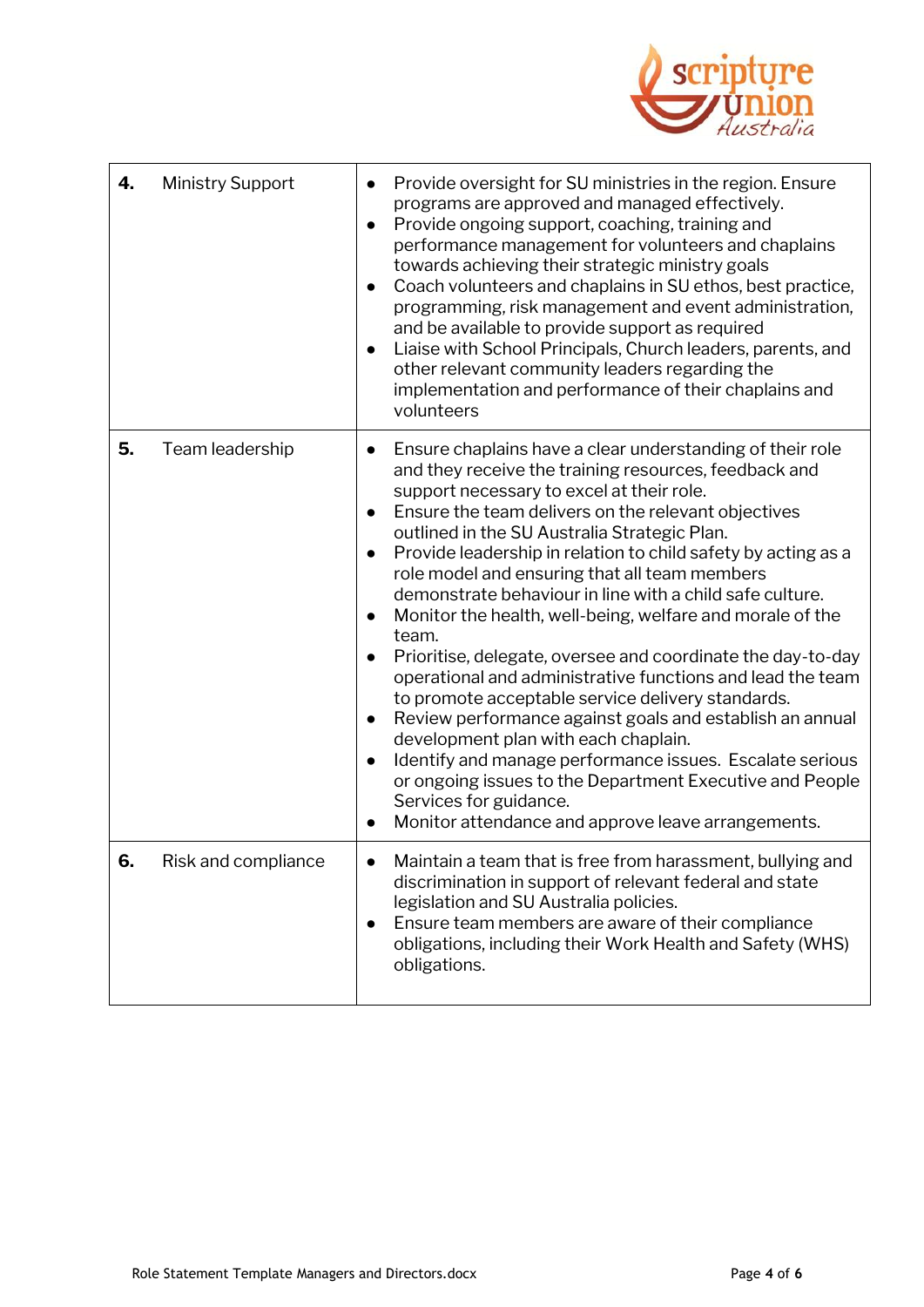| | | |
|---|---|---|
| **4.** | Ministry Support | • Provide oversight for SU ministries in the region. Ensure programs are approved and managed effectively.<br>• Provide ongoing support, coaching, training and performance management for volunteers and chaplains towards achieving their strategic ministry goals<br>• Coach volunteers and chaplains in SU ethos, best practice, programming, risk management and event administration, and be available to provide support as required<br>• Liaise with School Principals, Church leaders, parents, and other relevant community leaders regarding the implementation and performance of their chaplains and volunteers |
| **5.** | Team leadership | • Ensure chaplains have a clear understanding of their role and they receive the training resources, feedback and support necessary to excel at their role.<br>• Ensure the team delivers on the relevant objectives outlined in the SU Australia Strategic Plan.<br>• Provide leadership in relation to child safety by acting as a role model and ensuring that all team members demonstrate behaviour in line with a child safe culture.<br>• Monitor the health, well-being, welfare and morale of the team.<br>• Prioritise, delegate, oversee and coordinate the day-to-day operational and administrative functions and lead the team to promote acceptable service delivery standards.<br>• Review performance against goals and establish an annual development plan with each chaplain.<br>• Identify and manage performance issues. Escalate serious or ongoing issues to the Department Executive and People Services for guidance.<br>• Monitor attendance and approve leave arrangements. |
| **6.** | Risk and compliance | • Maintain a team that is free from harassment, bullying and discrimination in support of relevant federal and state legislation and SU Australia policies.<br>• Ensure team members are aware of their compliance obligations, including their Work Health and Safety (WHS) obligations. |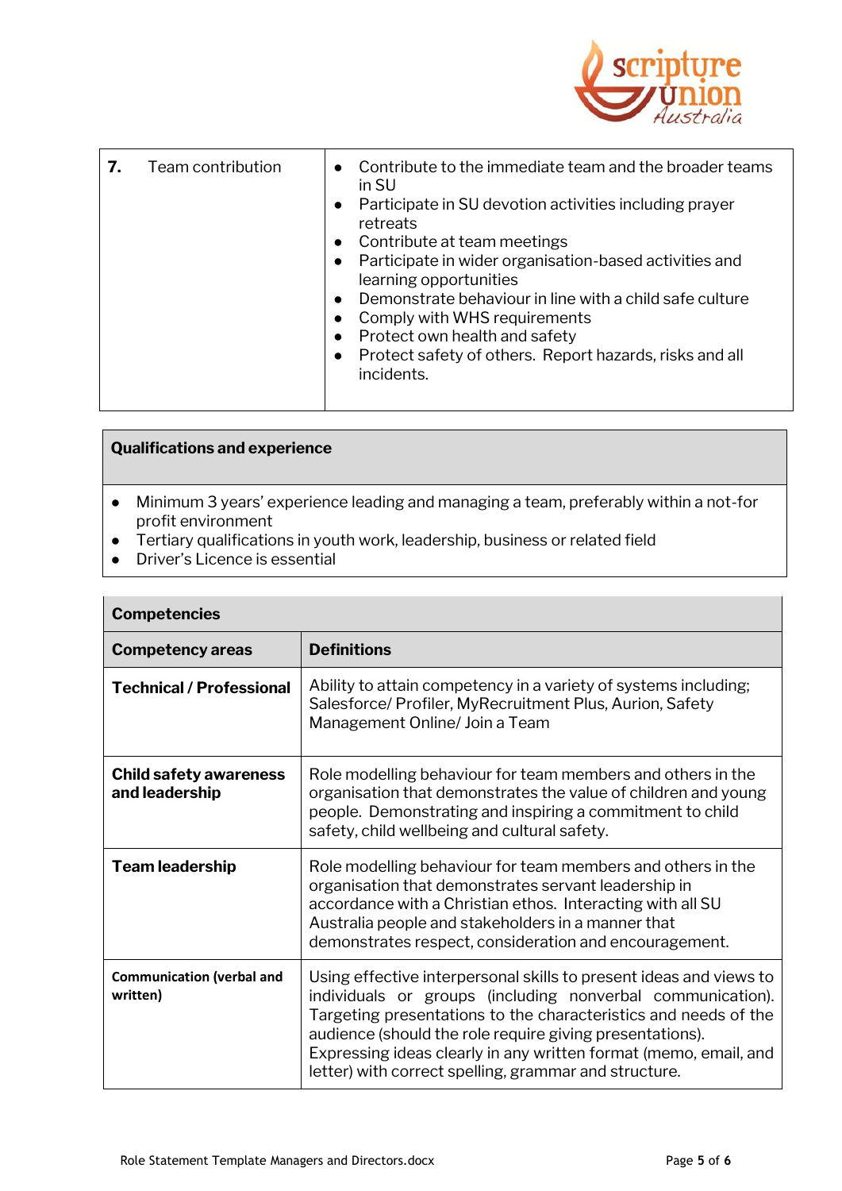| | | |
|---|---|---|
| **7.** | Team contribution | • Contribute to the immediate team and the broader teams in SU<br>• Participate in SU devotion activities including prayer retreats<br>• Contribute at team meetings<br>• Participate in wider organisation-based activities and learning opportunities<br>• Demonstrate behaviour in line with a child safe culture<br>• Comply with WHS requirements<br>• Protect own health and safety<br>• Protect safety of others. Report hazards, risks and all incidents. |

**Qualifications and experience**

- Minimum 3 years' experience leading and managing a team, preferably within a not-for profit environment
- Tertiary qualifications in youth work, leadership, business or related field
- Driver's Licence is essential

**Competencies**

| **Competency areas** | **Definitions** |
|---|---|
| **Technical / Professional** | Ability to attain competency in a variety of systems including; Salesforce/ Profiler, MyRecruitment Plus, Aurion, Safety Management Online/ Join a Team |
| **Child safety awareness and leadership** | Role modelling behaviour for team members and others in the organisation that demonstrates the value of children and young people. Demonstrating and inspiring a commitment to child safety, child wellbeing and cultural safety. |
| **Team leadership** | Role modelling behaviour for team members and others in the organisation that demonstrates servant leadership in accordance with a Christian ethos. Interacting with all SU Australia people and stakeholders in a manner that demonstrates respect, consideration and encouragement. |
| **Communication (verbal and written)** | Using effective interpersonal skills to present ideas and views to individuals or groups (including nonverbal communication). Targeting presentations to the characteristics and needs of the audience (should the role require giving presentations). Expressing ideas clearly in any written format (memo, email, and letter) with correct spelling, grammar and structure. |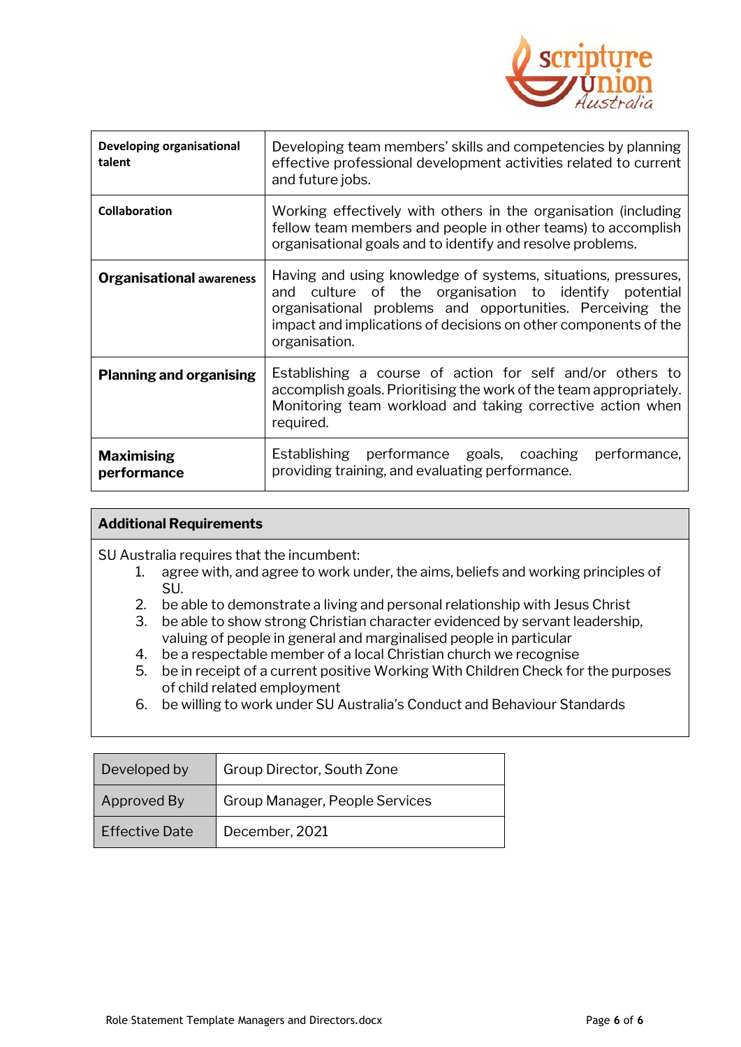| | |
|---|---|
| **Developing organisational talent** | Developing team members' skills and competencies by planning effective professional development activities related to current and future jobs. |
| **Collaboration** | Working effectively with others in the organisation (including fellow team members and people in other teams) to accomplish organisational goals and to identify and resolve problems. |
| **Organisational awareness** | Having and using knowledge of systems, situations, pressures, and culture of the organisation to identify potential organisational problems and opportunities. Perceiving the impact and implications of decisions on other components of the organisation. |
| **Planning and organising** | Establishing a course of action for self and/or others to accomplish goals. Prioritising the work of the team appropriately. Monitoring team workload and taking corrective action when required. |
| **Maximising performance** | Establishing performance goals, coaching performance, providing training, and evaluating performance. |

## Additional Requirements

SU Australia requires that the incumbent:

1. agree with, and agree to work under, the aims, beliefs and working principles of SU.
2. be able to demonstrate a living and personal relationship with Jesus Christ
3. be able to show strong Christian character evidenced by servant leadership, valuing of people in general and marginalised people in particular
4. be a respectable member of a local Christian church we recognise
5. be in receipt of a current positive Working With Children Check for the purposes of child related employment
6. be willing to work under SU Australia's Conduct and Behaviour Standards

| | |
|---|---|
| Developed by | Group Director, South Zone |
| Approved By | Group Manager, People Services |
| Effective Date | December, 2021 |